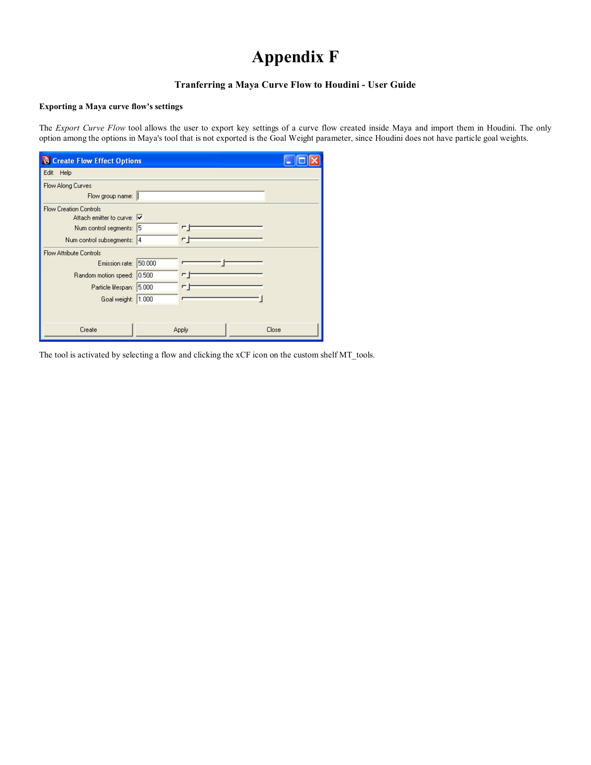# Appendix F

### Tranferring a Maya Curve Flow to Houdini - User Guide

**Exporting a Maya curve flow's settings**

The *Export Curve Flow* tool allows the user to export key settings of a curve flow created inside Maya and import them in Houdini. The only option among the options in Maya's tool that is not exported is the Goal Weight parameter, since Houdini does not have particle goal weights.

The tool is activated by selecting a flow and clicking the xCF icon on the custom shelf MT_tools.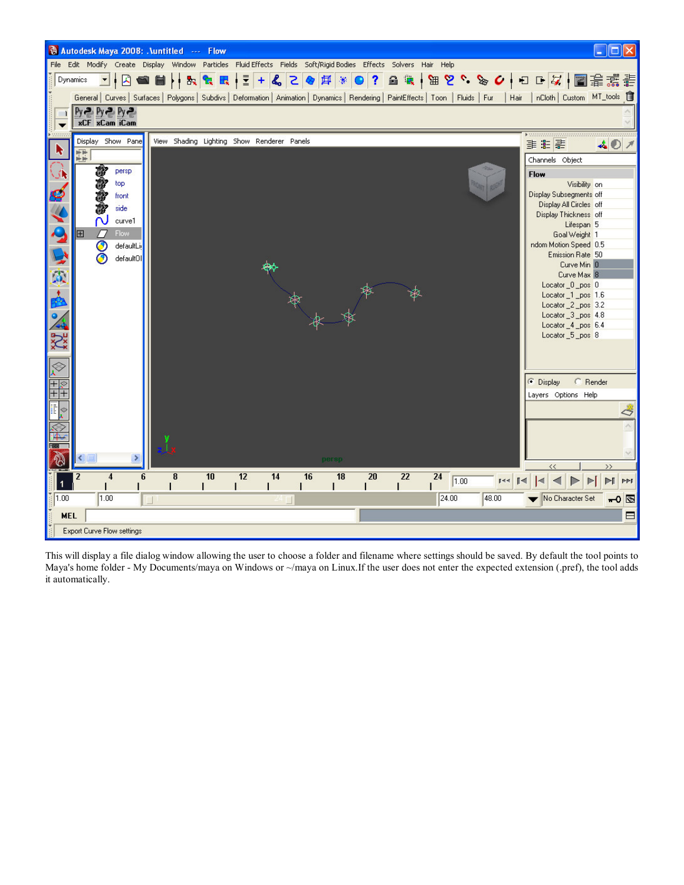This will display a file dialog window allowing the user to choose a folder and filename where settings should be saved. By default the tool points to Maya's home folder - My Documents/maya on Windows or ~/maya on Linux.If the user does not enter the expected extension (.pref), the tool adds it automatically.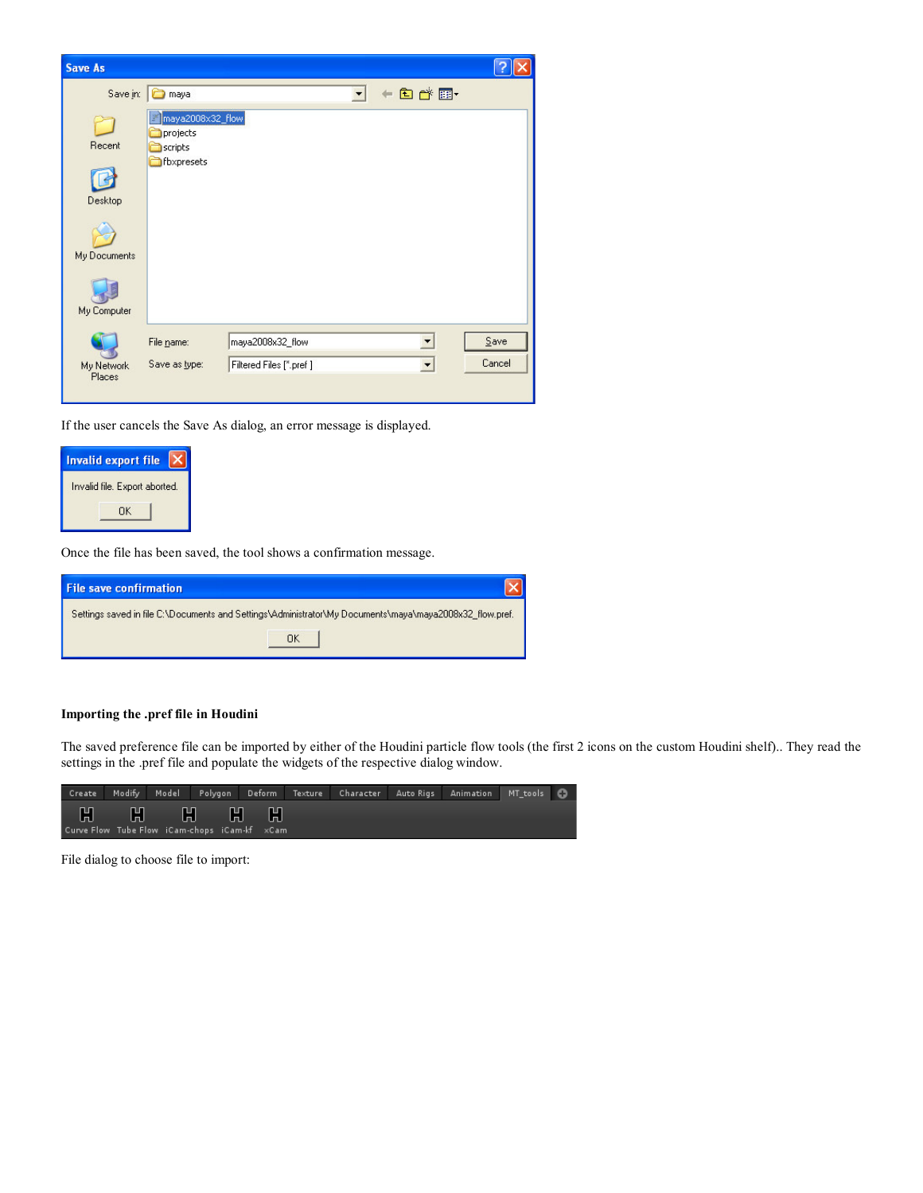If the user cancels the Save As dialog, an error message is displayed.

Once the file has been saved, the tool shows a confirmation message.

**Importing the .pref file in Houdini**

The saved preference file can be imported by either of the Houdini particle flow tools (the first 2 icons on the custom Houdini shelf).. They read the settings in the .pref file and populate the widgets of the respective dialog window.

File dialog to choose file to import: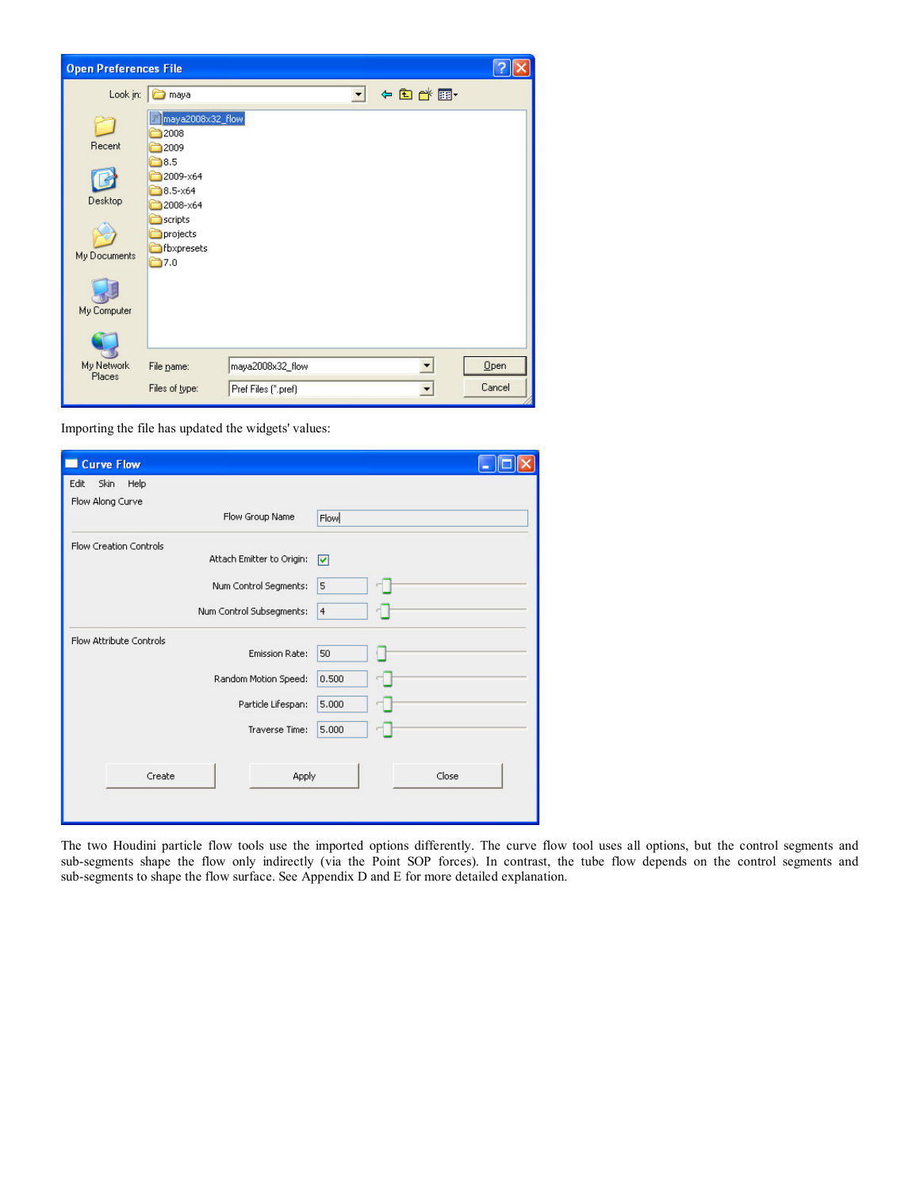Importing the file has updated the widgets' values:

The two Houdini particle flow tools use the imported options differently. The curve flow tool uses all options, but the control segments and sub-segments shape the flow only indirectly (via the Point SOP forces). In contrast, the tube flow depends on the control segments and sub-segments to shape the flow surface. See Appendix D and E for more detailed explanation.